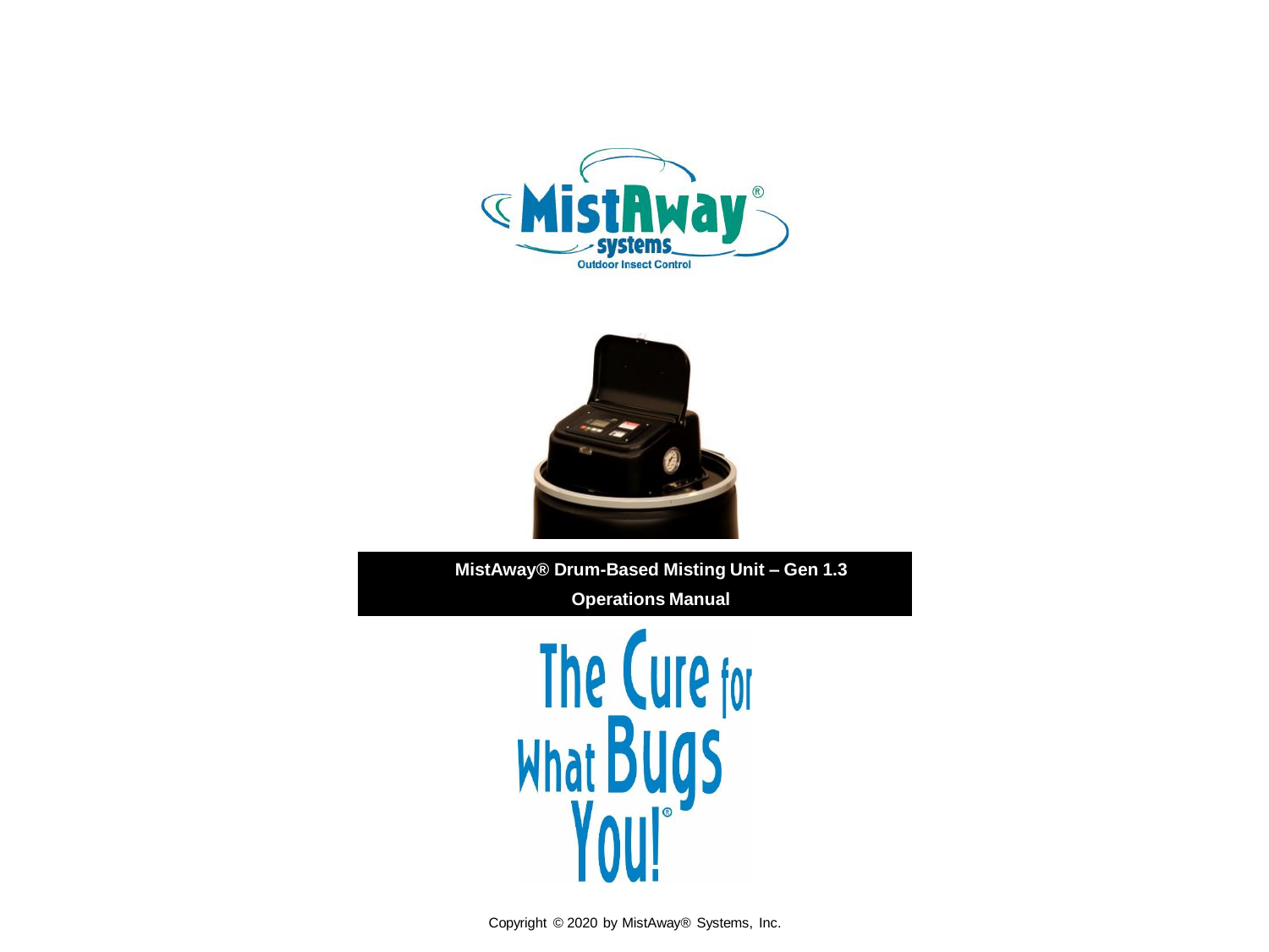# MistAway® Drum-Based Misting Unit – Gen 1.3

## Operations Manual

Copyright © 2020 by MistAway® Systems, Inc.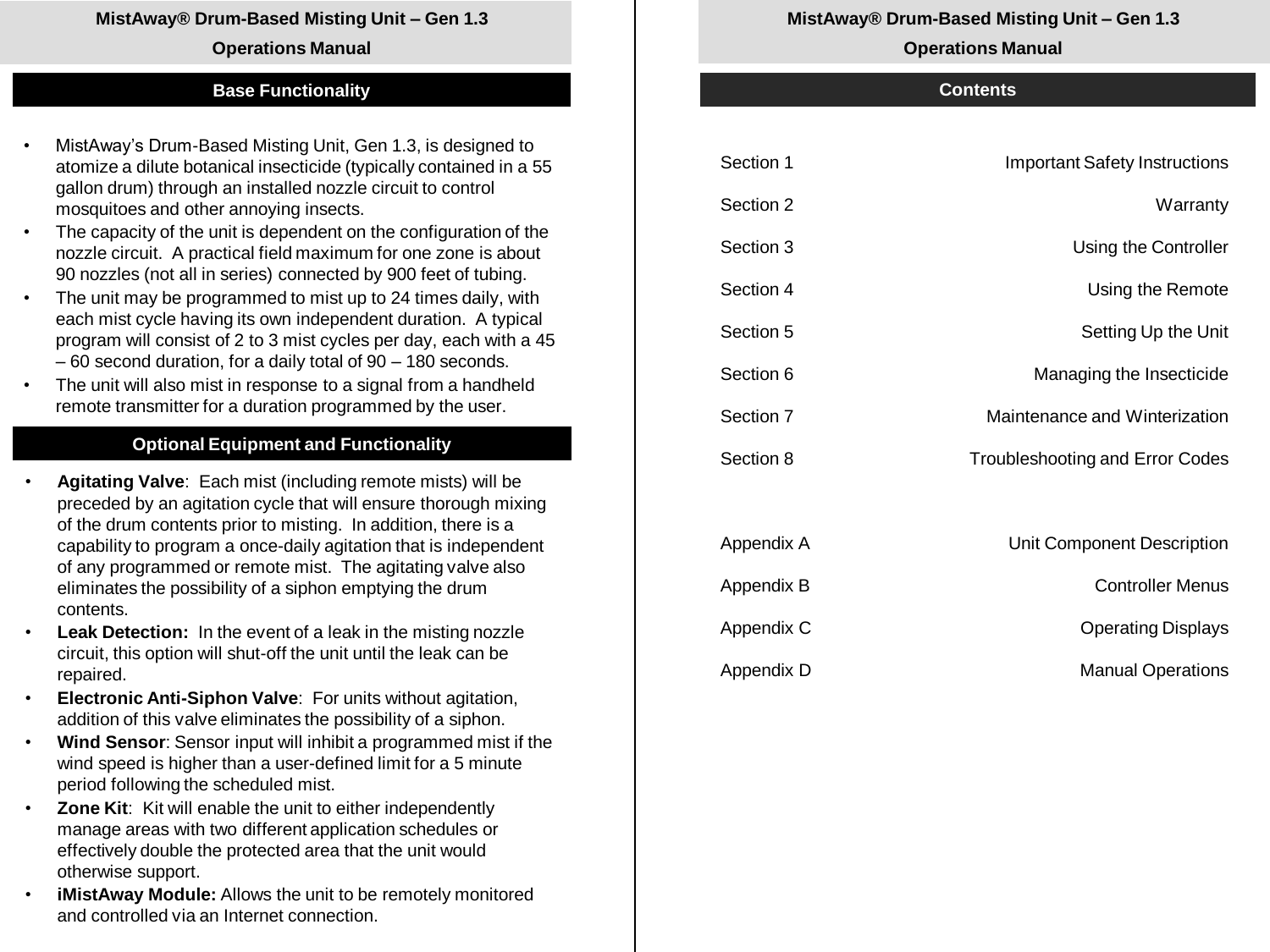## Base Functionality

- MistAway's Drum-Based Misting Unit, Gen 1.3, is designed to atomize a dilute botanical insecticide (typically contained in a 55 gallon drum) through an installed nozzle circuit to control mosquitoes and other annoying insects.
- The capacity of the unit is dependent on the configuration of the nozzle circuit. A practical field maximum for one zone is about 90 nozzles (not all in series) connected by 900 feet of tubing.
- The unit may be programmed to mist up to 24 times daily, with each mist cycle having its own independent duration. A typical program will consist of 2 to 3 mist cycles per day, each with a 45 – 60 second duration, for a daily total of 90 – 180 seconds.
- The unit will also mist in response to a signal from a handheld remote transmitter for a duration programmed by the user.

## Optional Equipment and Functionality

- **Agitating Valve**: Each mist (including remote mists) will be preceded by an agitation cycle that will ensure thorough mixing of the drum contents prior to misting. In addition, there is a capability to program a once-daily agitation that is independent of any programmed or remote mist. The agitating valve also eliminates the possibility of a siphon emptying the drum contents.
- **Leak Detection:** In the event of a leak in the misting nozzle circuit, this option will shut-off the unit until the leak can be repaired.
- **Electronic Anti-Siphon Valve**: For units without agitation, addition of this valve eliminates the possibility of a siphon.
- **Wind Sensor**: Sensor input will inhibit a programmed mist if the wind speed is higher than a user-defined limit for a 5 minute period following the scheduled mist.
- **Zone Kit**: Kit will enable the unit to either independently manage areas with two different application schedules or effectively double the protected area that the unit would otherwise support.
- **iMistAway Module:** Allows the unit to be remotely monitored and controlled via an Internet connection.

## Contents

| | |
|---|---|
| Section 1 | Important Safety Instructions |
| Section 2 | Warranty |
| Section 3 | Using the Controller |
| Section 4 | Using the Remote |
| Section 5 | Setting Up the Unit |
| Section 6 | Managing the Insecticide |
| Section 7 | Maintenance and Winterization |
| Section 8 | Troubleshooting and Error Codes |
| Appendix A | Unit Component Description |
| Appendix B | Controller Menus |
| Appendix C | Operating Displays |
| Appendix D | Manual Operations |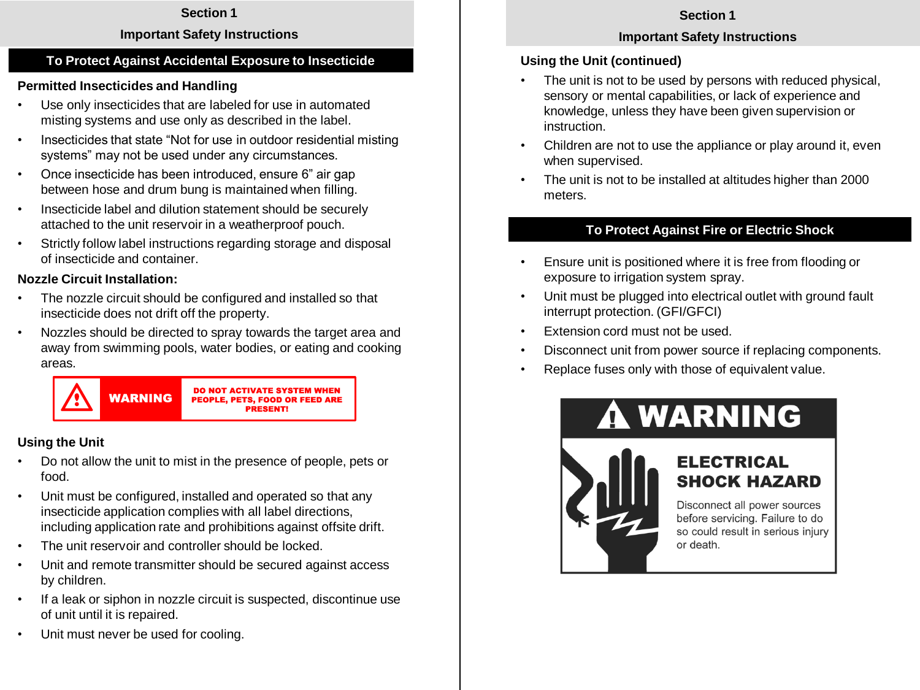## Section 1

## Important Safety Instructions

### To Protect Against Accidental Exposure to Insecticide

**Permitted Insecticides and Handling**

- Use only insecticides that are labeled for use in automated misting systems and use only as described in the label.
- Insecticides that state “Not for use in outdoor residential misting systems” may not be used under any circumstances.
- Once insecticide has been introduced, ensure 6” air gap between hose and drum bung is maintained when filling.
- Insecticide label and dilution statement should be securely attached to the unit reservoir in a weatherproof pouch.
- Strictly follow label instructions regarding storage and disposal of insecticide and container.

**Nozzle Circuit Installation:**

- The nozzle circuit should be configured and installed so that insecticide does not drift off the property.
- Nozzles should be directed to spray towards the target area and away from swimming pools, water bodies, or eating and cooking areas.

**WARNING** DO NOT ACTIVATE SYSTEM WHEN PEOPLE, PETS, FOOD OR FEED ARE PRESENT!

**Using the Unit**

- Do not allow the unit to mist in the presence of people, pets or food.
- Unit must be configured, installed and operated so that any insecticide application complies with all label directions, including application rate and prohibitions against offsite drift.
- The unit reservoir and controller should be locked.
- Unit and remote transmitter should be secured against access by children.
- If a leak or siphon in nozzle circuit is suspected, discontinue use of unit until it is repaired.
- Unit must never be used for cooling.

**Using the Unit (continued)**

- The unit is not to be used by persons with reduced physical, sensory or mental capabilities, or lack of experience and knowledge, unless they have been given supervision or instruction.
- Children are not to use the appliance or play around it, even when supervised.
- The unit is not to be installed at altitudes higher than 2000 meters.

### To Protect Against Fire or Electric Shock

- Ensure unit is positioned where it is free from flooding or exposure to irrigation system spray.
- Unit must be plugged into electrical outlet with ground fault interrupt protection. (GFI/GFCI)
- Extension cord must not be used.
- Disconnect unit from power source if replacing components.
- Replace fuses only with those of equivalent value.

**WARNING**

**ELECTRICAL SHOCK HAZARD**

Disconnect all power sources before servicing. Failure to do so could result in serious injury or death.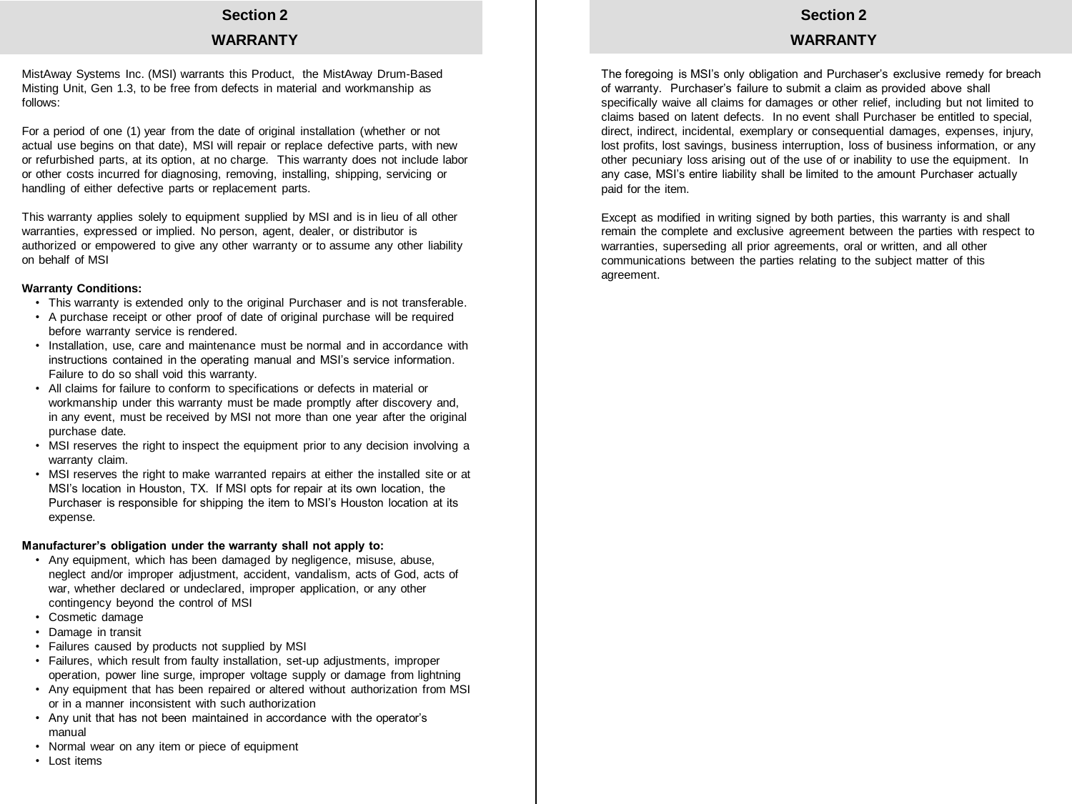## Section 2

## WARRANTY

MistAway Systems Inc. (MSI) warrants this Product, the MistAway Drum-Based Misting Unit, Gen 1.3, to be free from defects in material and workmanship as follows:

For a period of one (1) year from the date of original installation (whether or not actual use begins on that date), MSI will repair or replace defective parts, with new or refurbished parts, at its option, at no charge. This warranty does not include labor or other costs incurred for diagnosing, removing, installing, shipping, servicing or handling of either defective parts or replacement parts.

This warranty applies solely to equipment supplied by MSI and is in lieu of all other warranties, expressed or implied. No person, agent, dealer, or distributor is authorized or empowered to give any other warranty or to assume any other liability on behalf of MSI

**Warranty Conditions:**

- This warranty is extended only to the original Purchaser and is not transferable.
- A purchase receipt or other proof of date of original purchase will be required before warranty service is rendered.
- Installation, use, care and maintenance must be normal and in accordance with instructions contained in the operating manual and MSI's service information. Failure to do so shall void this warranty.
- All claims for failure to conform to specifications or defects in material or workmanship under this warranty must be made promptly after discovery and, in any event, must be received by MSI not more than one year after the original purchase date.
- MSI reserves the right to inspect the equipment prior to any decision involving a warranty claim.
- MSI reserves the right to make warranted repairs at either the installed site or at MSI's location in Houston, TX. If MSI opts for repair at its own location, the Purchaser is responsible for shipping the item to MSI's Houston location at its expense.

**Manufacturer's obligation under the warranty shall not apply to:**

- Any equipment, which has been damaged by negligence, misuse, abuse, neglect and/or improper adjustment, accident, vandalism, acts of God, acts of war, whether declared or undeclared, improper application, or any other contingency beyond the control of MSI
- Cosmetic damage
- Damage in transit
- Failures caused by products not supplied by MSI
- Failures, which result from faulty installation, set-up adjustments, improper operation, power line surge, improper voltage supply or damage from lightning
- Any equipment that has been repaired or altered without authorization from MSI or in a manner inconsistent with such authorization
- Any unit that has not been maintained in accordance with the operator's manual
- Normal wear on any item or piece of equipment
- Lost items

The foregoing is MSI's only obligation and Purchaser's exclusive remedy for breach of warranty. Purchaser's failure to submit a claim as provided above shall specifically waive all claims for damages or other relief, including but not limited to claims based on latent defects. In no event shall Purchaser be entitled to special, direct, indirect, incidental, exemplary or consequential damages, expenses, injury, lost profits, lost savings, business interruption, loss of business information, or any other pecuniary loss arising out of the use of or inability to use the equipment. In any case, MSI's entire liability shall be limited to the amount Purchaser actually paid for the item.

Except as modified in writing signed by both parties, this warranty is and shall remain the complete and exclusive agreement between the parties with respect to warranties, superseding all prior agreements, oral or written, and all other communications between the parties relating to the subject matter of this agreement.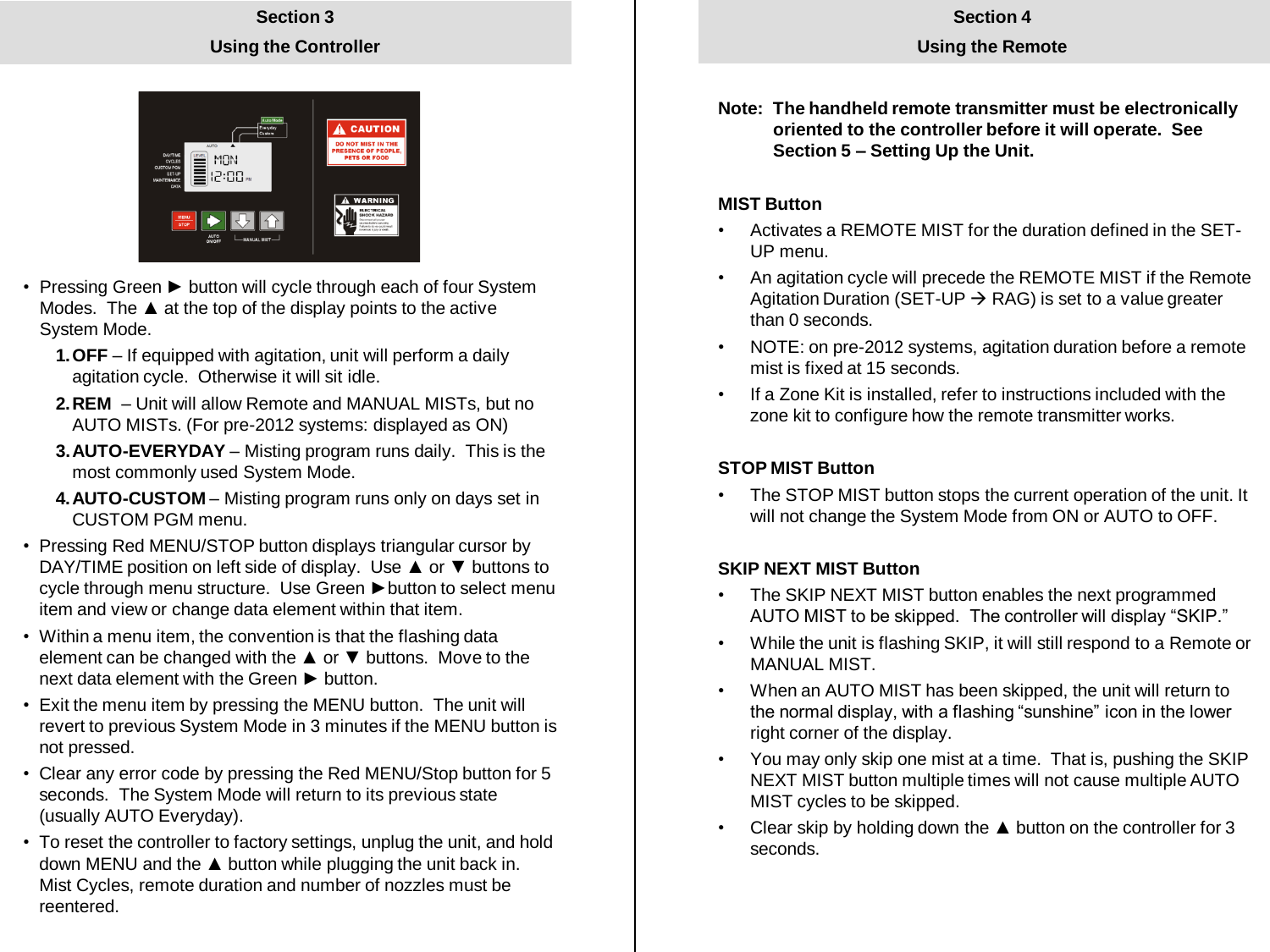## Section 3
## Using the Controller

- Pressing Green ► button will cycle through each of four System Modes. The ▲ at the top of the display points to the active System Mode.
  1. **OFF** – If equipped with agitation, unit will perform a daily agitation cycle. Otherwise it will sit idle.
  2. **REM** – Unit will allow Remote and MANUAL MISTs, but no AUTO MISTs. (For pre-2012 systems: displayed as ON)
  3. **AUTO-EVERYDAY** – Misting program runs daily. This is the most commonly used System Mode.
  4. **AUTO-CUSTOM** – Misting program runs only on days set in CUSTOM PGM menu.
- Pressing Red MENU/STOP button displays triangular cursor by DAY/TIME position on left side of display. Use ▲ or ▼ buttons to cycle through menu structure. Use Green ►button to select menu item and view or change data element within that item.
- Within a menu item, the convention is that the flashing data element can be changed with the ▲ or ▼ buttons. Move to the next data element with the Green ► button.
- Exit the menu item by pressing the MENU button. The unit will revert to previous System Mode in 3 minutes if the MENU button is not pressed.
- Clear any error code by pressing the Red MENU/Stop button for 5 seconds. The System Mode will return to its previous state (usually AUTO Everyday).
- To reset the controller to factory settings, unplug the unit, and hold down MENU and the ▲ button while plugging the unit back in. Mist Cycles, remote duration and number of nozzles must be reentered.

## Section 4
## Using the Remote

**Note: The handheld remote transmitter must be electronically oriented to the controller before it will operate. See Section 5 – Setting Up the Unit.**

### MIST Button

- Activates a REMOTE MIST for the duration defined in the SET-UP menu.
- An agitation cycle will precede the REMOTE MIST if the Remote Agitation Duration (SET-UP → RAG) is set to a value greater than 0 seconds.
- NOTE: on pre-2012 systems, agitation duration before a remote mist is fixed at 15 seconds.
- If a Zone Kit is installed, refer to instructions included with the zone kit to configure how the remote transmitter works.

### STOP MIST Button

- The STOP MIST button stops the current operation of the unit. It will not change the System Mode from ON or AUTO to OFF.

### SKIP NEXT MIST Button

- The SKIP NEXT MIST button enables the next programmed AUTO MIST to be skipped. The controller will display “SKIP.”
- While the unit is flashing SKIP, it will still respond to a Remote or MANUAL MIST.
- When an AUTO MIST has been skipped, the unit will return to the normal display, with a flashing “sunshine” icon in the lower right corner of the display.
- You may only skip one mist at a time. That is, pushing the SKIP NEXT MIST button multiple times will not cause multiple AUTO MIST cycles to be skipped.
- Clear skip by holding down the ▲ button on the controller for 3 seconds.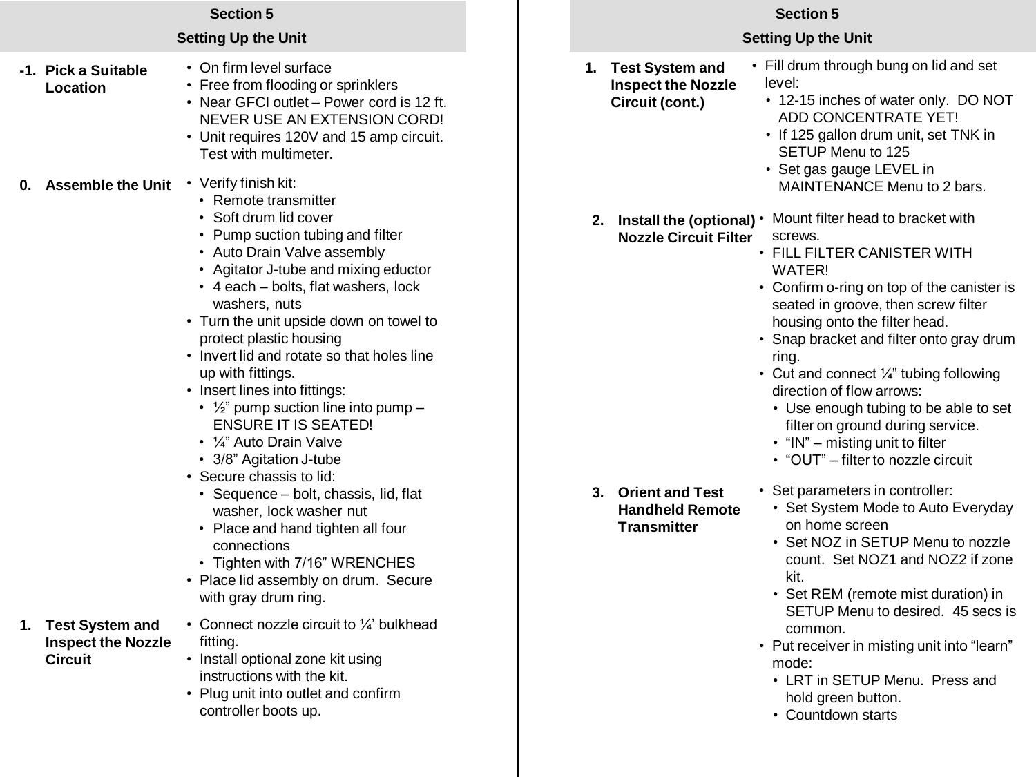## Section 5

## Setting Up the Unit

**-1. Pick a Suitable Location**

- On firm level surface
- Free from flooding or sprinklers
- Near GFCI outlet – Power cord is 12 ft. NEVER USE AN EXTENSION CORD!
- Unit requires 120V and 15 amp circuit. Test with multimeter.

**0. Assemble the Unit**

- Verify finish kit:
  - Remote transmitter
  - Soft drum lid cover
  - Pump suction tubing and filter
  - Auto Drain Valve assembly
  - Agitator J-tube and mixing eductor
  - 4 each – bolts, flat washers, lock washers, nuts
- Turn the unit upside down on towel to protect plastic housing
- Invert lid and rotate so that holes line up with fittings.
- Insert lines into fittings:
  - ½” pump suction line into pump – ENSURE IT IS SEATED!
  - ¼” Auto Drain Valve
  - 3/8” Agitation J-tube
- Secure chassis to lid:
  - Sequence – bolt, chassis, lid, flat washer, lock washer nut
  - Place and hand tighten all four connections
  - Tighten with 7/16” WRENCHES
- Place lid assembly on drum. Secure with gray drum ring.

**1. Test System and Inspect the Nozzle Circuit**

- Connect nozzle circuit to ¼’ bulkhead fitting.
- Install optional zone kit using instructions with the kit.
- Plug unit into outlet and confirm controller boots up.

## Section 5

## Setting Up the Unit

**1. Test System and Inspect the Nozzle Circuit (cont.)**

- Fill drum through bung on lid and set level:
  - 12-15 inches of water only. DO NOT ADD CONCENTRATE YET!
  - If 125 gallon drum unit, set TNK in SETUP Menu to 125
  - Set gas gauge LEVEL in MAINTENANCE Menu to 2 bars.

**2. Install the (optional) Nozzle Circuit Filter**

- Mount filter head to bracket with screws.
- FILL FILTER CANISTER WITH WATER!
- Confirm o-ring on top of the canister is seated in groove, then screw filter housing onto the filter head.
- Snap bracket and filter onto gray drum ring.
- Cut and connect ¼” tubing following direction of flow arrows:
  - Use enough tubing to be able to set filter on ground during service.
  - “IN” – misting unit to filter
  - “OUT” – filter to nozzle circuit

**3. Orient and Test Handheld Remote Transmitter**

- Set parameters in controller:
  - Set System Mode to Auto Everyday on home screen
  - Set NOZ in SETUP Menu to nozzle count. Set NOZ1 and NOZ2 if zone kit.
  - Set REM (remote mist duration) in SETUP Menu to desired. 45 secs is common.
- Put receiver in misting unit into “learn” mode:
  - LRT in SETUP Menu. Press and hold green button.
  - Countdown starts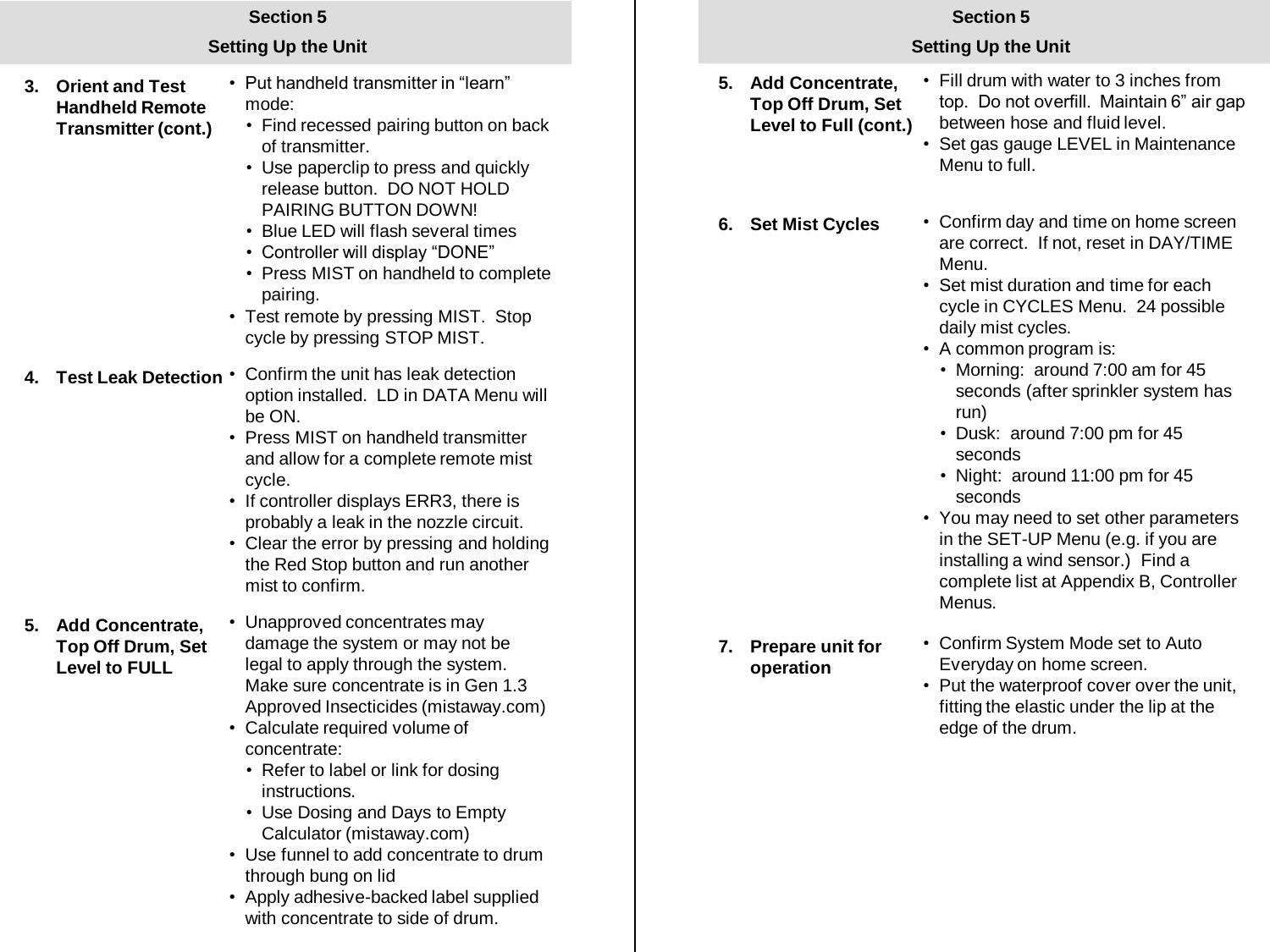## Section 5

## Setting Up the Unit

**3. Orient and Test Handheld Remote Transmitter (cont.)**

- Put handheld transmitter in "learn" mode:
  - Find recessed pairing button on back of transmitter.
  - Use paperclip to press and quickly release button. DO NOT HOLD PAIRING BUTTON DOWN!
  - Blue LED will flash several times
  - Controller will display "DONE"
  - Press MIST on handheld to complete pairing.
- Test remote by pressing MIST. Stop cycle by pressing STOP MIST.

**4. Test Leak Detection**

- Confirm the unit has leak detection option installed. LD in DATA Menu will be ON.
- Press MIST on handheld transmitter and allow for a complete remote mist cycle.
- If controller displays ERR3, there is probably a leak in the nozzle circuit.
- Clear the error by pressing and holding the Red Stop button and run another mist to confirm.

**5. Add Concentrate, Top Off Drum, Set Level to FULL**

- Unapproved concentrates may damage the system or may not be legal to apply through the system. Make sure concentrate is in Gen 1.3 Approved Insecticides (mistaway.com)
- Calculate required volume of concentrate:
  - Refer to label or link for dosing instructions.
  - Use Dosing and Days to Empty Calculator (mistaway.com)
- Use funnel to add concentrate to drum through bung on lid
- Apply adhesive-backed label supplied with concentrate to side of drum.

## Section 5

## Setting Up the Unit

**5. Add Concentrate, Top Off Drum, Set Level to Full (cont.)**

- Fill drum with water to 3 inches from top. Do not overfill. Maintain 6" air gap between hose and fluid level.
- Set gas gauge LEVEL in Maintenance Menu to full.

**6. Set Mist Cycles**

- Confirm day and time on home screen are correct. If not, reset in DAY/TIME Menu.
- Set mist duration and time for each cycle in CYCLES Menu. 24 possible daily mist cycles.
- A common program is:
  - Morning: around 7:00 am for 45 seconds (after sprinkler system has run)
  - Dusk: around 7:00 pm for 45 seconds
  - Night: around 11:00 pm for 45 seconds
- You may need to set other parameters in the SET-UP Menu (e.g. if you are installing a wind sensor.) Find a complete list at Appendix B, Controller Menus.

**7. Prepare unit for operation**

- Confirm System Mode set to Auto Everyday on home screen.
- Put the waterproof cover over the unit, fitting the elastic under the lip at the edge of the drum.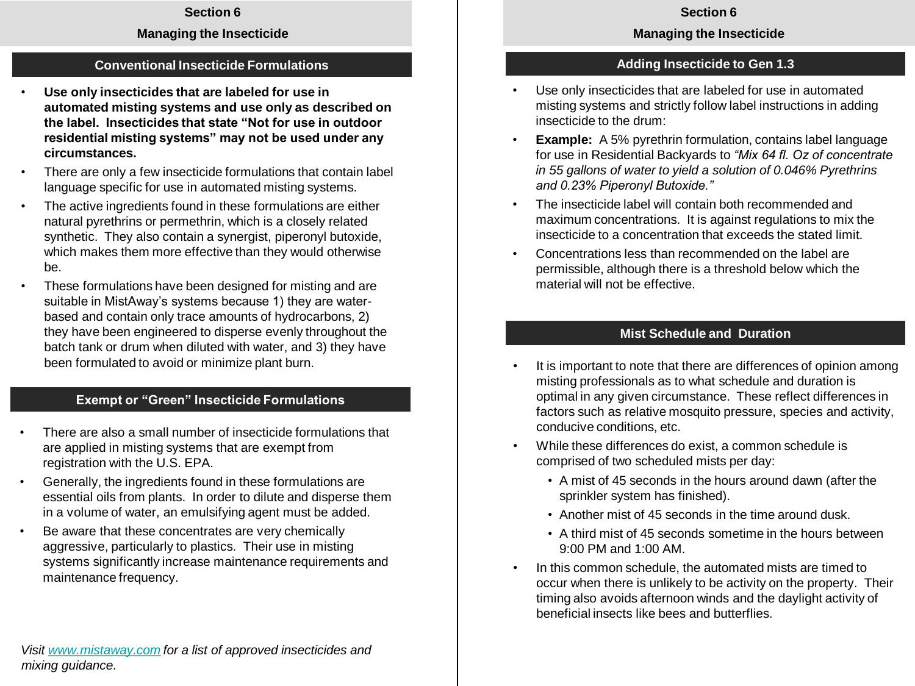## Section 6

## Managing the Insecticide

### Conventional Insecticide Formulations

- **Use only insecticides that are labeled for use in automated misting systems and use only as described on the label. Insecticides that state "Not for use in outdoor residential misting systems" may not be used under any circumstances.**
- There are only a few insecticide formulations that contain label language specific for use in automated misting systems.
- The active ingredients found in these formulations are either natural pyrethrins or permethrin, which is a closely related synthetic. They also contain a synergist, piperonyl butoxide, which makes them more effective than they would otherwise be.
- These formulations have been designed for misting and are suitable in MistAway's systems because 1) they are water-based and contain only trace amounts of hydrocarbons, 2) they have been engineered to disperse evenly throughout the batch tank or drum when diluted with water, and 3) they have been formulated to avoid or minimize plant burn.

### Exempt or "Green" Insecticide Formulations

- There are also a small number of insecticide formulations that are applied in misting systems that are exempt from registration with the U.S. EPA.
- Generally, the ingredients found in these formulations are essential oils from plants. In order to dilute and disperse them in a volume of water, an emulsifying agent must be added.
- Be aware that these concentrates are very chemically aggressive, particularly to plastics. Their use in misting systems significantly increase maintenance requirements and maintenance frequency.

*Visit [www.mistaway.com](http://www.mistaway.com) for a list of approved insecticides and mixing guidance.*

## Section 6

## Managing the Insecticide

### Adding Insecticide to Gen 1.3

- Use only insecticides that are labeled for use in automated misting systems and strictly follow label instructions in adding insecticide to the drum:
- **Example:** A 5% pyrethrin formulation, contains label language for use in Residential Backyards to *"Mix 64 fl. Oz of concentrate in 55 gallons of water to yield a solution of 0.046% Pyrethrins and 0.23% Piperonyl Butoxide."*
- The insecticide label will contain both recommended and maximum concentrations. It is against regulations to mix the insecticide to a concentration that exceeds the stated limit.
- Concentrations less than recommended on the label are permissible, although there is a threshold below which the material will not be effective.

### Mist Schedule and Duration

- It is important to note that there are differences of opinion among misting professionals as to what schedule and duration is optimal in any given circumstance. These reflect differences in factors such as relative mosquito pressure, species and activity, conducive conditions, etc.
- While these differences do exist, a common schedule is comprised of two scheduled mists per day:
  - A mist of 45 seconds in the hours around dawn (after the sprinkler system has finished).
  - Another mist of 45 seconds in the time around dusk.
  - A third mist of 45 seconds sometime in the hours between 9:00 PM and 1:00 AM.
- In this common schedule, the automated mists are timed to occur when there is unlikely to be activity on the property. Their timing also avoids afternoon winds and the daylight activity of beneficial insects like bees and butterflies.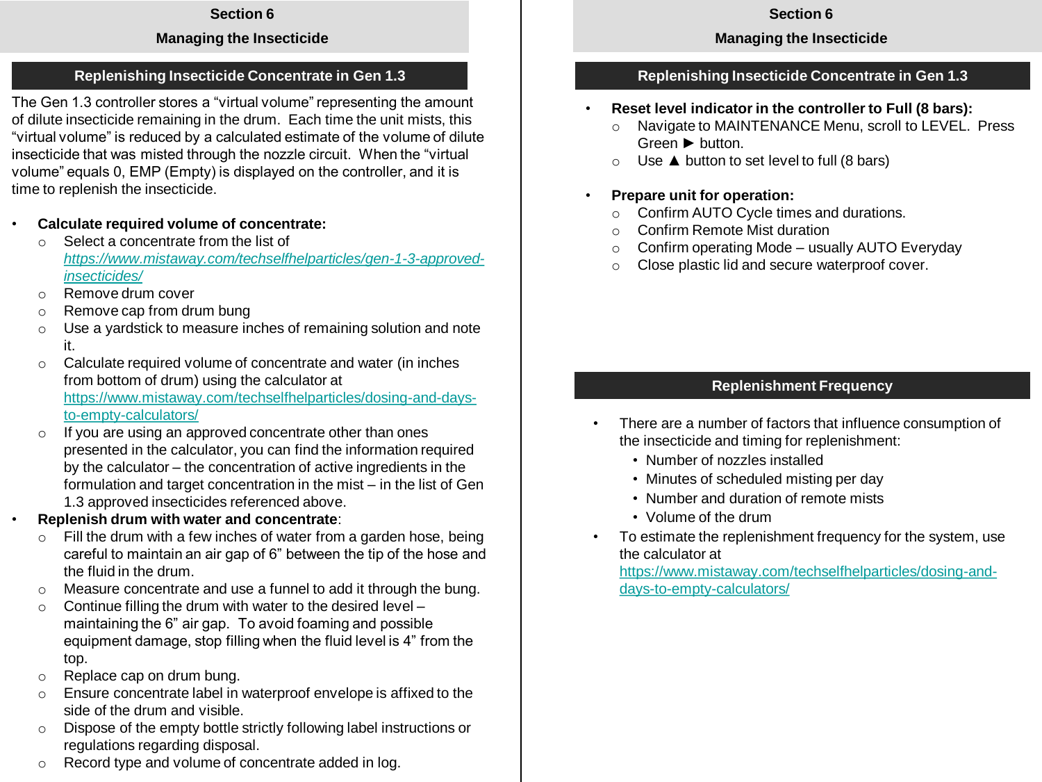## Section 6

## Managing the Insecticide

### Replenishing Insecticide Concentrate in Gen 1.3

The Gen 1.3 controller stores a “virtual volume” representing the amount of dilute insecticide remaining in the drum. Each time the unit mists, this “virtual volume” is reduced by a calculated estimate of the volume of dilute insecticide that was misted through the nozzle circuit. When the “virtual volume” equals 0, EMP (Empty) is displayed on the controller, and it is time to replenish the insecticide.

- **Calculate required volume of concentrate:**
  - Select a concentrate from the list of *https://www.mistaway.com/techselfhelparticles/gen-1-3-approved-insecticides/*
  - Remove drum cover
  - Remove cap from drum bung
  - Use a yardstick to measure inches of remaining solution and note it.
  - Calculate required volume of concentrate and water (in inches from bottom of drum) using the calculator at https://www.mistaway.com/techselfhelparticles/dosing-and-days-to-empty-calculators/
  - If you are using an approved concentrate other than ones presented in the calculator, you can find the information required by the calculator – the concentration of active ingredients in the formulation and target concentration in the mist – in the list of Gen 1.3 approved insecticides referenced above.
- **Replenish drum with water and concentrate**:
  - Fill the drum with a few inches of water from a garden hose, being careful to maintain an air gap of 6” between the tip of the hose and the fluid in the drum.
  - Measure concentrate and use a funnel to add it through the bung.
  - Continue filling the drum with water to the desired level – maintaining the 6” air gap. To avoid foaming and possible equipment damage, stop filling when the fluid level is 4” from the top.
  - Replace cap on drum bung.
  - Ensure concentrate label in waterproof envelope is affixed to the side of the drum and visible.
  - Dispose of the empty bottle strictly following label instructions or regulations regarding disposal.
  - Record type and volume of concentrate added in log.
- **Reset level indicator in the controller to Full (8 bars):**
  - Navigate to MAINTENANCE Menu, scroll to LEVEL. Press Green ► button.
  - Use ▲ button to set level to full (8 bars)
- **Prepare unit for operation:**
  - Confirm AUTO Cycle times and durations.
  - Confirm Remote Mist duration
  - Confirm operating Mode – usually AUTO Everyday
  - Close plastic lid and secure waterproof cover.

### Replenishment Frequency

- There are a number of factors that influence consumption of the insecticide and timing for replenishment:
  - Number of nozzles installed
  - Minutes of scheduled misting per day
  - Number and duration of remote mists
  - Volume of the drum
- To estimate the replenishment frequency for the system, use the calculator at https://www.mistaway.com/techselfhelparticles/dosing-and-days-to-empty-calculators/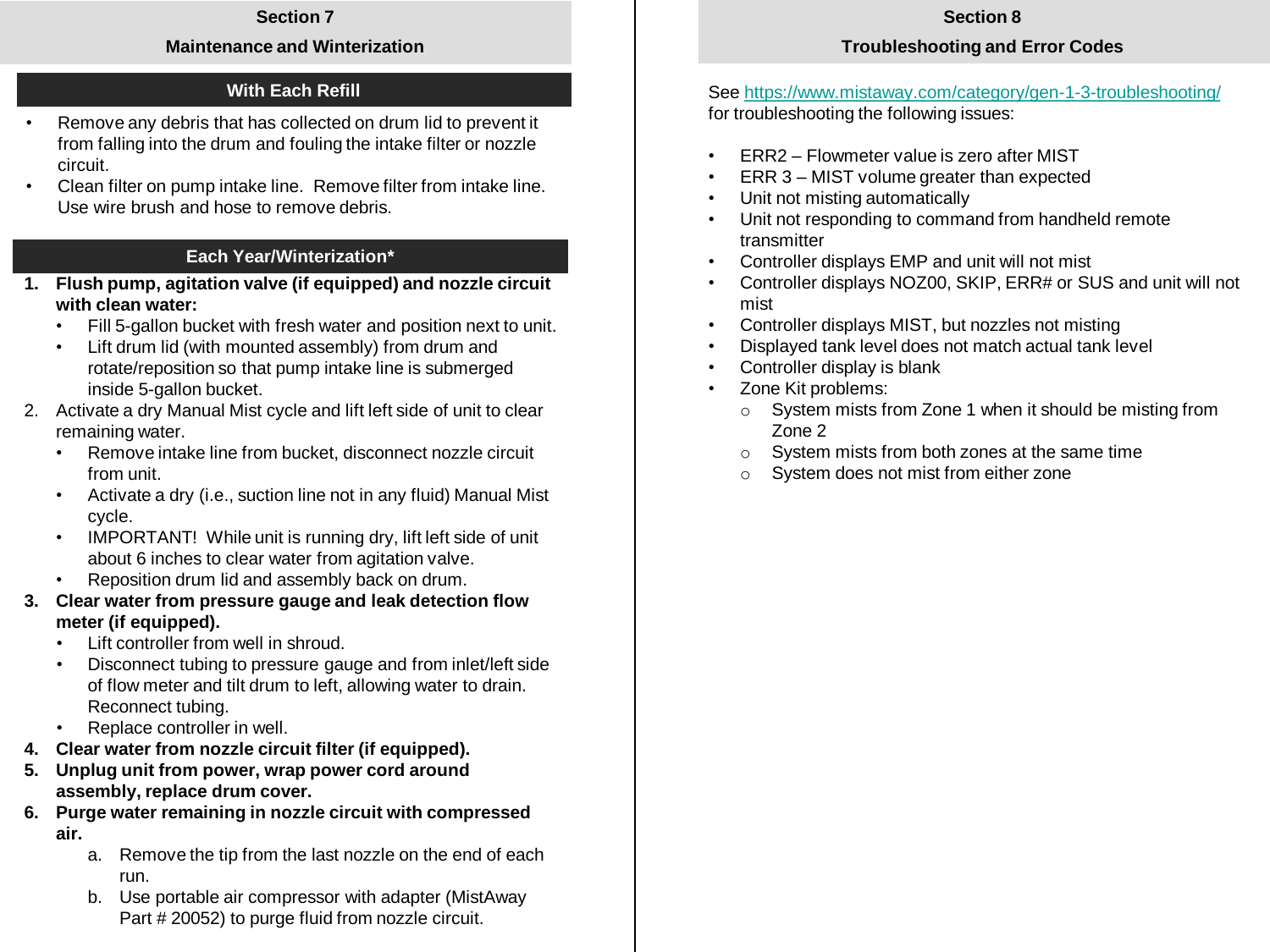## Section 7

## Maintenance and Winterization

### With Each Refill

- Remove any debris that has collected on drum lid to prevent it from falling into the drum and fouling the intake filter or nozzle circuit.
- Clean filter on pump intake line. Remove filter from intake line. Use wire brush and hose to remove debris.

### Each Year/Winterization*

1. **Flush pump, agitation valve (if equipped) and nozzle circuit with clean water:**
   - Fill 5-gallon bucket with fresh water and position next to unit.
   - Lift drum lid (with mounted assembly) from drum and rotate/reposition so that pump intake line is submerged inside 5-gallon bucket.
2. Activate a dry Manual Mist cycle and lift left side of unit to clear remaining water.
   - Remove intake line from bucket, disconnect nozzle circuit from unit.
   - Activate a dry (i.e., suction line not in any fluid) Manual Mist cycle.
   - IMPORTANT! While unit is running dry, lift left side of unit about 6 inches to clear water from agitation valve.
   - Reposition drum lid and assembly back on drum.
3. **Clear water from pressure gauge and leak detection flow meter (if equipped).**
   - Lift controller from well in shroud.
   - Disconnect tubing to pressure gauge and from inlet/left side of flow meter and tilt drum to left, allowing water to drain. Reconnect tubing.
   - Replace controller in well.
4. **Clear water from nozzle circuit filter (if equipped).**
5. **Unplug unit from power, wrap power cord around assembly, replace drum cover.**
6. **Purge water remaining in nozzle circuit with compressed air.**
   a. Remove the tip from the last nozzle on the end of each run.
   b. Use portable air compressor with adapter (MistAway Part # 20052) to purge fluid from nozzle circuit.

## Section 8

## Troubleshooting and Error Codes

See https://www.mistaway.com/category/gen-1-3-troubleshooting/ for troubleshooting the following issues:

- ERR2 – Flowmeter value is zero after MIST
- ERR 3 – MIST volume greater than expected
- Unit not misting automatically
- Unit not responding to command from handheld remote transmitter
- Controller displays EMP and unit will not mist
- Controller displays NOZ00, SKIP, ERR# or SUS and unit will not mist
- Controller displays MIST, but nozzles not misting
- Displayed tank level does not match actual tank level
- Controller display is blank
- Zone Kit problems:
  - System mists from Zone 1 when it should be misting from Zone 2
  - System mists from both zones at the same time
  - System does not mist from either zone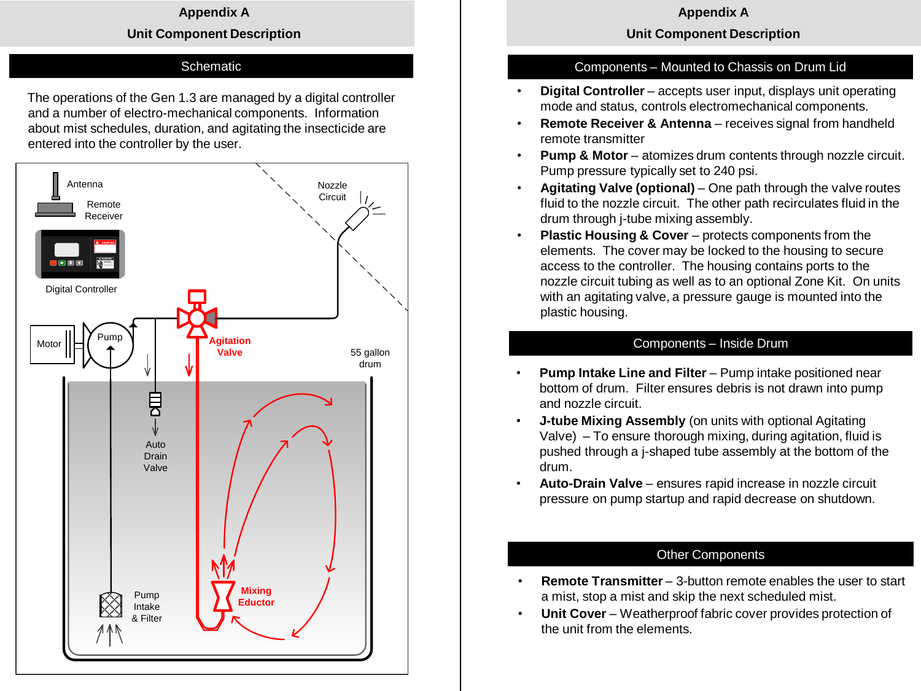# Appendix A

## Unit Component Description

### Schematic

The operations of the Gen 1.3 are managed by a digital controller and a number of electro-mechanical components. Information about mist schedules, duration, and agitating the insecticide are entered into the controller by the user.

Antenna

Remote Receiver

Digital Controller

Nozzle Circuit

Motor

Pump

Agitation Valve

55 gallon drum

Auto Drain Valve

Pump Intake & Filter

Mixing Eductor

# Appendix A

## Unit Component Description

### Components – Mounted to Chassis on Drum Lid

- **Digital Controller** – accepts user input, displays unit operating mode and status, controls electromechanical components.
- **Remote Receiver & Antenna** – receives signal from handheld remote transmitter
- **Pump & Motor** – atomizes drum contents through nozzle circuit. Pump pressure typically set to 240 psi.
- **Agitating Valve (optional)** – One path through the valve routes fluid to the nozzle circuit. The other path recirculates fluid in the drum through j-tube mixing assembly.
- **Plastic Housing & Cover** – protects components from the elements. The cover may be locked to the housing to secure access to the controller. The housing contains ports to the nozzle circuit tubing as well as to an optional Zone Kit. On units with an agitating valve, a pressure gauge is mounted into the plastic housing.

### Components – Inside Drum

- **Pump Intake Line and Filter** – Pump intake positioned near bottom of drum. Filter ensures debris is not drawn into pump and nozzle circuit.
- **J-tube Mixing Assembly** (on units with optional Agitating Valve) – To ensure thorough mixing, during agitation, fluid is pushed through a j-shaped tube assembly at the bottom of the drum.
- **Auto-Drain Valve** – ensures rapid increase in nozzle circuit pressure on pump startup and rapid decrease on shutdown.

### Other Components

- **Remote Transmitter** – 3-button remote enables the user to start a mist, stop a mist and skip the next scheduled mist.
- **Unit Cover** – Weatherproof fabric cover provides protection of the unit from the elements.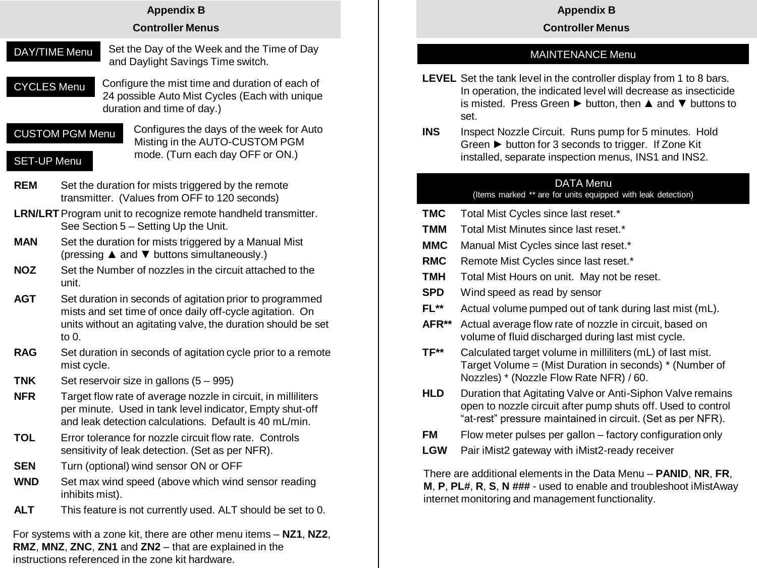## Appendix B

## Controller Menus

**DAY/TIME Menu** — Set the Day of the Week and the Time of Day and Daylight Savings Time switch.

**CYCLES Menu** — Configure the mist time and duration of each of 24 possible Auto Mist Cycles (Each with unique duration and time of day.)

**CUSTOM PGM Menu** — Configures the days of the week for Auto Misting in the AUTO-CUSTOM PGM mode. (Turn each day OFF or ON.)

**SET-UP Menu**

- **REM** Set the duration for mists triggered by the remote transmitter. (Values from OFF to 120 seconds)
- **LRN/LRT** Program unit to recognize remote handheld transmitter. See Section 5 – Setting Up the Unit.
- **MAN** Set the duration for mists triggered by a Manual Mist (pressing ▲ and ▼ buttons simultaneously.)
- **NOZ** Set the Number of nozzles in the circuit attached to the unit.
- **AGT** Set duration in seconds of agitation prior to programmed mists and set time of once daily off-cycle agitation. On units without an agitating valve, the duration should be set to 0.
- **RAG** Set duration in seconds of agitation cycle prior to a remote mist cycle.
- **TNK** Set reservoir size in gallons (5 – 995)
- **NFR** Target flow rate of average nozzle in circuit, in milliliters per minute. Used in tank level indicator, Empty shut-off and leak detection calculations. Default is 40 mL/min.
- **TOL** Error tolerance for nozzle circuit flow rate. Controls sensitivity of leak detection. (Set as per NFR).
- **SEN** Turn (optional) wind sensor ON or OFF
- **WND** Set max wind speed (above which wind sensor reading inhibits mist).
- **ALT** This feature is not currently used. ALT should be set to 0.

For systems with a zone kit, there are other menu items – **NZ1**, **NZ2**, **RMZ**, **MNZ**, **ZNC**, **ZN1** and **ZN2** – that are explained in the instructions referenced in the zone kit hardware.

### MAINTENANCE Menu

- **LEVEL** Set the tank level in the controller display from 1 to 8 bars. In operation, the indicated level will decrease as insecticide is misted. Press Green ► button, then ▲ and ▼ buttons to set.
- **INS** Inspect Nozzle Circuit. Runs pump for 5 minutes. Hold Green ► button for 3 seconds to trigger. If Zone Kit installed, separate inspection menus, INS1 and INS2.

### DATA Menu

(Items marked ** are for units equipped with leak detection)

- **TMC** Total Mist Cycles since last reset.*
- **TMM** Total Mist Minutes since last reset.*
- **MMC** Manual Mist Cycles since last reset.*
- **RMC** Remote Mist Cycles since last reset.*
- **TMH** Total Mist Hours on unit. May not be reset.
- **SPD** Wind speed as read by sensor
- **FL**** Actual volume pumped out of tank during last mist (mL).
- **AFR**** Actual average flow rate of nozzle in circuit, based on volume of fluid discharged during last mist cycle.
- **TF**** Calculated target volume in milliliters (mL) of last mist. Target Volume = (Mist Duration in seconds) * (Number of Nozzles) * (Nozzle Flow Rate NFR) / 60.
- **HLD** Duration that Agitating Valve or Anti-Siphon Valve remains open to nozzle circuit after pump shuts off. Used to control “at-rest” pressure maintained in circuit. (Set as per NFR).
- **FM** Flow meter pulses per gallon – factory configuration only
- **LGW** Pair iMist2 gateway with iMist2-ready receiver

There are additional elements in the Data Menu – **PANID**, **NR**, **FR**, **M**, **P**, **PL#**, **R**, **S**, **N ###** - used to enable and troubleshoot iMistAway internet monitoring and management functionality.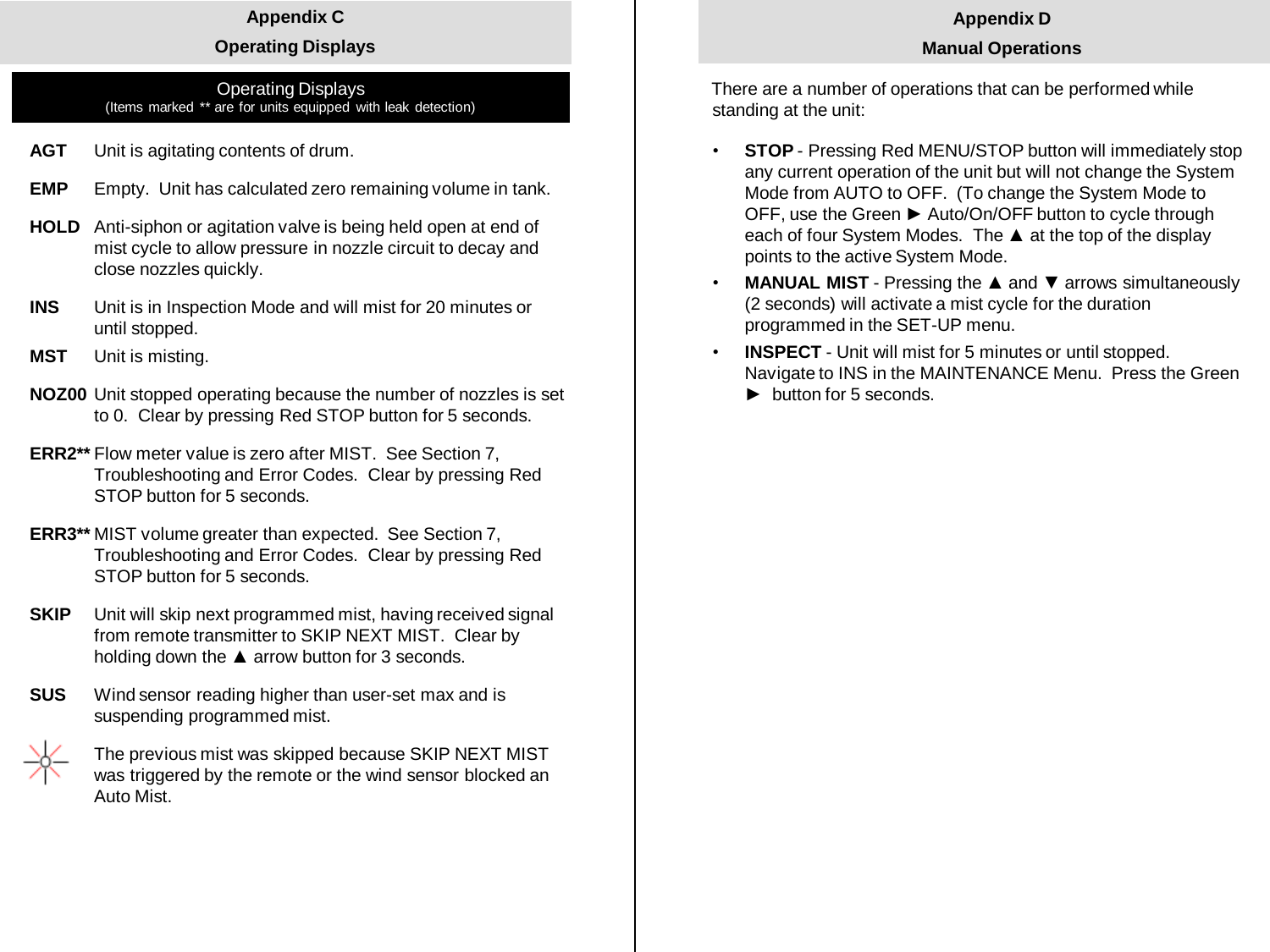## Appendix C
## Operating Displays

**Operating Displays**
(Items marked ** are for units equipped with leak detection)

**AGT** Unit is agitating contents of drum.

**EMP** Empty. Unit has calculated zero remaining volume in tank.

**HOLD** Anti-siphon or agitation valve is being held open at end of mist cycle to allow pressure in nozzle circuit to decay and close nozzles quickly.

**INS** Unit is in Inspection Mode and will mist for 20 minutes or until stopped.

**MST** Unit is misting.

**NOZ00** Unit stopped operating because the number of nozzles is set to 0. Clear by pressing Red STOP button for 5 seconds.

**ERR2**** Flow meter value is zero after MIST. See Section 7, Troubleshooting and Error Codes. Clear by pressing Red STOP button for 5 seconds.

**ERR3**** MIST volume greater than expected. See Section 7, Troubleshooting and Error Codes. Clear by pressing Red STOP button for 5 seconds.

**SKIP** Unit will skip next programmed mist, having received signal from remote transmitter to SKIP NEXT MIST. Clear by holding down the ▲ arrow button for 3 seconds.

**SUS** Wind sensor reading higher than user-set max and is suspending programmed mist.

The previous mist was skipped because SKIP NEXT MIST was triggered by the remote or the wind sensor blocked an Auto Mist.

## Appendix D
## Manual Operations

There are a number of operations that can be performed while standing at the unit:

- **STOP** - Pressing Red MENU/STOP button will immediately stop any current operation of the unit but will not change the System Mode from AUTO to OFF. (To change the System Mode to OFF, use the Green ► Auto/On/OFF button to cycle through each of four System Modes. The ▲ at the top of the display points to the active System Mode.
- **MANUAL MIST** - Pressing the ▲ and ▼ arrows simultaneously (2 seconds) will activate a mist cycle for the duration programmed in the SET-UP menu.
- **INSPECT** - Unit will mist for 5 minutes or until stopped. Navigate to INS in the MAINTENANCE Menu. Press the Green ► button for 5 seconds.